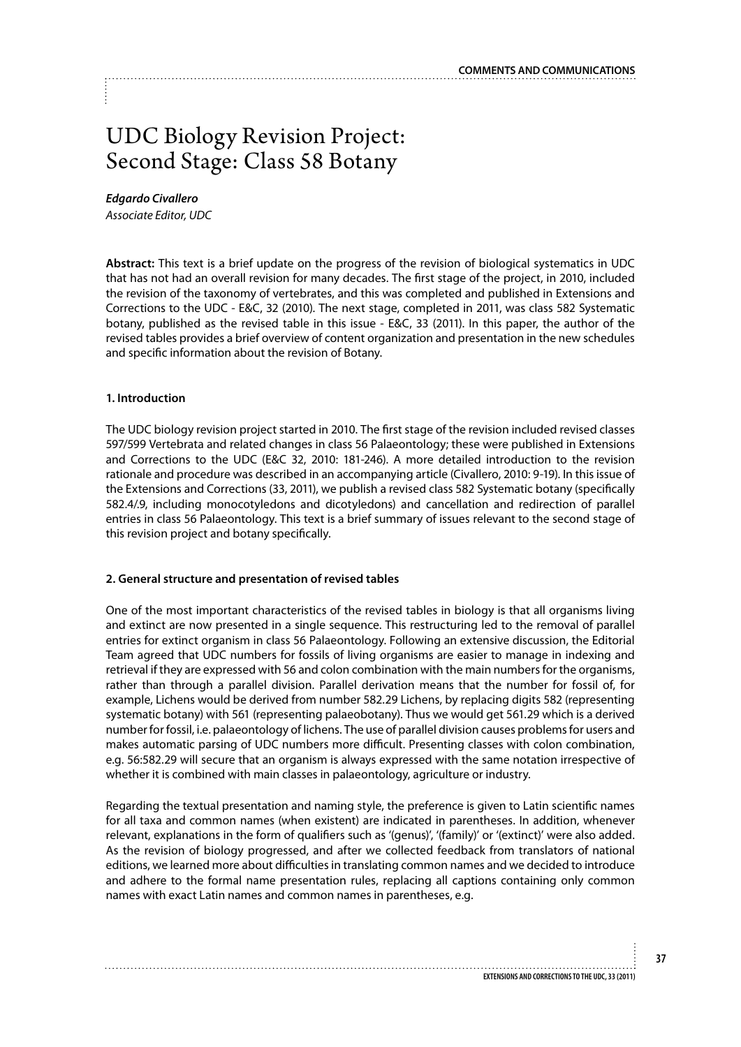# UDC Biology Revision Project: Second Stage: Class 58 Botany

***Edgardo Civallero***
*Associate Editor, UDC*

**Abstract:** This text is a brief update on the progress of the revision of biological systematics in UDC that has not had an overall revision for many decades. The first stage of the project, in 2010, included the revision of the taxonomy of vertebrates, and this was completed and published in Extensions and Corrections to the UDC - E&C, 32 (2010). The next stage, completed in 2011, was class 582 Systematic botany, published as the revised table in this issue - E&C, 33 (2011). In this paper, the author of the revised tables provides a brief overview of content organization and presentation in the new schedules and specific information about the revision of Botany.

### 1. Introduction

The UDC biology revision project started in 2010. The first stage of the revision included revised classes 597/599 Vertebrata and related changes in class 56 Palaeontology; these were published in Extensions and Corrections to the UDC (E&C 32, 2010: 181-246). A more detailed introduction to the revision rationale and procedure was described in an accompanying article (Civallero, 2010: 9-19). In this issue of the Extensions and Corrections (33, 2011), we publish a revised class 582 Systematic botany (specifically 582.4/.9, including monocotyledons and dicotyledons) and cancellation and redirection of parallel entries in class 56 Palaeontology. This text is a brief summary of issues relevant to the second stage of this revision project and botany specifically.

### 2. General structure and presentation of revised tables

One of the most important characteristics of the revised tables in biology is that all organisms living and extinct are now presented in a single sequence. This restructuring led to the removal of parallel entries for extinct organism in class 56 Palaeontology. Following an extensive discussion, the Editorial Team agreed that UDC numbers for fossils of living organisms are easier to manage in indexing and retrieval if they are expressed with 56 and colon combination with the main numbers for the organisms, rather than through a parallel division. Parallel derivation means that the number for fossil of, for example, Lichens would be derived from number 582.29 Lichens, by replacing digits 582 (representing systematic botany) with 561 (representing palaeobotany). Thus we would get 561.29 which is a derived number for fossil, i.e. palaeontology of lichens. The use of parallel division causes problems for users and makes automatic parsing of UDC numbers more difficult. Presenting classes with colon combination, e.g. 56:582.29 will secure that an organism is always expressed with the same notation irrespective of whether it is combined with main classes in palaeontology, agriculture or industry.

Regarding the textual presentation and naming style, the preference is given to Latin scientific names for all taxa and common names (when existent) are indicated in parentheses. In addition, whenever relevant, explanations in the form of qualifiers such as '(genus)', '(family)' or '(extinct)' were also added. As the revision of biology progressed, and after we collected feedback from translators of national editions, we learned more about difficulties in translating common names and we decided to introduce and adhere to the formal name presentation rules, replacing all captions containing only common names with exact Latin names and common names in parentheses, e.g.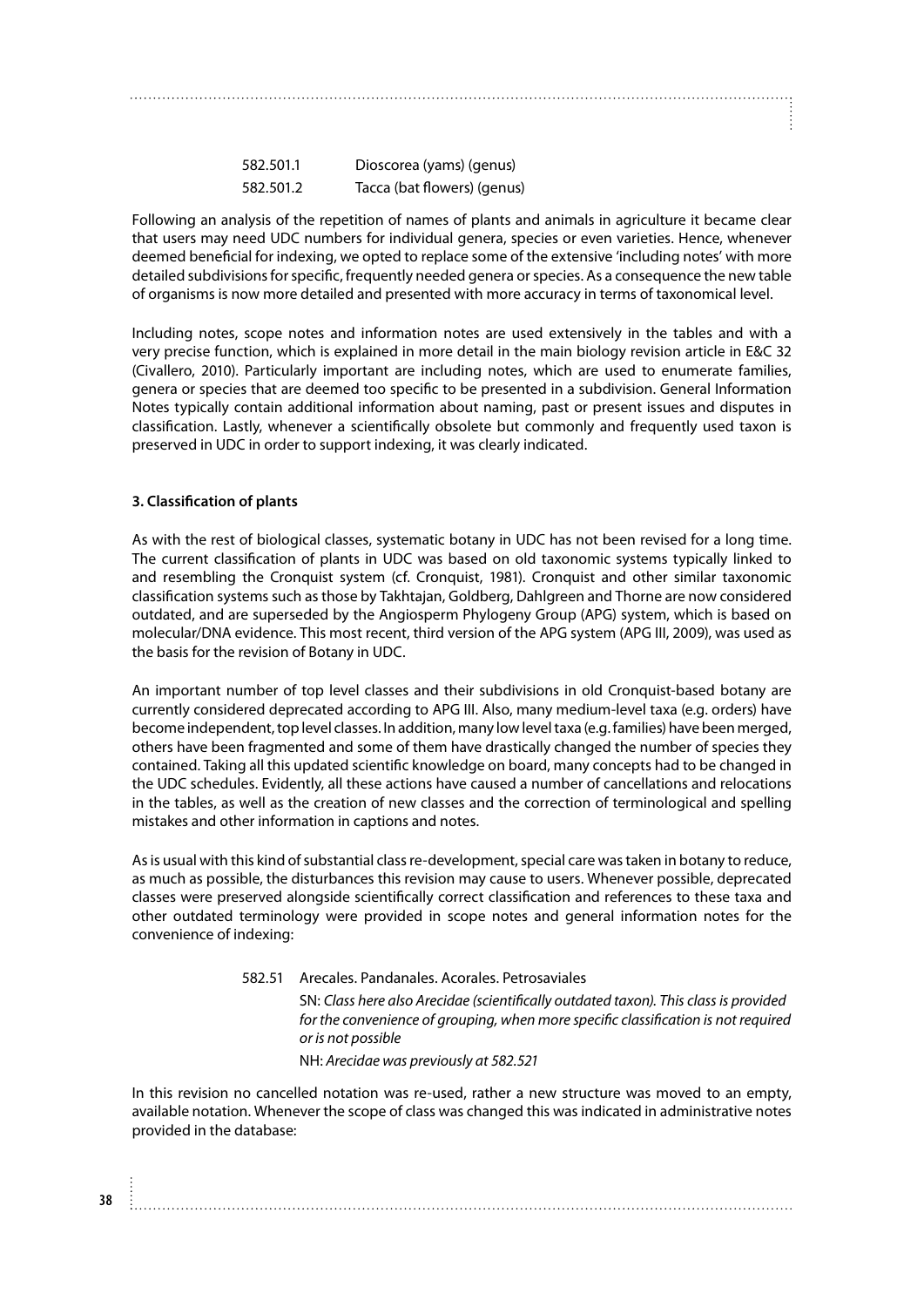582.501.1 Dioscorea (yams) (genus)
582.501.2 Tacca (bat flowers) (genus)

Following an analysis of the repetition of names of plants and animals in agriculture it became clear that users may need UDC numbers for individual genera, species or even varieties. Hence, whenever deemed beneficial for indexing, we opted to replace some of the extensive 'including notes' with more detailed subdivisions for specific, frequently needed genera or species. As a consequence the new table of organisms is now more detailed and presented with more accuracy in terms of taxonomical level.

Including notes, scope notes and information notes are used extensively in the tables and with a very precise function, which is explained in more detail in the main biology revision article in E&C 32 (Civallero, 2010). Particularly important are including notes, which are used to enumerate families, genera or species that are deemed too specific to be presented in a subdivision. General Information Notes typically contain additional information about naming, past or present issues and disputes in classification. Lastly, whenever a scientifically obsolete but commonly and frequently used taxon is preserved in UDC in order to support indexing, it was clearly indicated.

**3. Classification of plants**

As with the rest of biological classes, systematic botany in UDC has not been revised for a long time. The current classification of plants in UDC was based on old taxonomic systems typically linked to and resembling the Cronquist system (cf. Cronquist, 1981). Cronquist and other similar taxonomic classification systems such as those by Takhtajan, Goldberg, Dahlgreen and Thorne are now considered outdated, and are superseded by the Angiosperm Phylogeny Group (APG) system, which is based on molecular/DNA evidence. This most recent, third version of the APG system (APG III, 2009), was used as the basis for the revision of Botany in UDC.

An important number of top level classes and their subdivisions in old Cronquist-based botany are currently considered deprecated according to APG III. Also, many medium-level taxa (e.g. orders) have become independent, top level classes. In addition, many low level taxa (e.g. families) have been merged, others have been fragmented and some of them have drastically changed the number of species they contained. Taking all this updated scientific knowledge on board, many concepts had to be changed in the UDC schedules. Evidently, all these actions have caused a number of cancellations and relocations in the tables, as well as the creation of new classes and the correction of terminological and spelling mistakes and other information in captions and notes.

As is usual with this kind of substantial class re-development, special care was taken in botany to reduce, as much as possible, the disturbances this revision may cause to users. Whenever possible, deprecated classes were preserved alongside scientifically correct classification and references to these taxa and other outdated terminology were provided in scope notes and general information notes for the convenience of indexing:

582.51 Arecales. Pandanales. Acorales. Petrosaviales

SN: *Class here also Arecidae (scientifically outdated taxon). This class is provided for the convenience of grouping, when more specific classification is not required or is not possible*

NH: *Arecidae was previously at 582.521*

In this revision no cancelled notation was re-used, rather a new structure was moved to an empty, available notation. Whenever the scope of class was changed this was indicated in administrative notes provided in the database: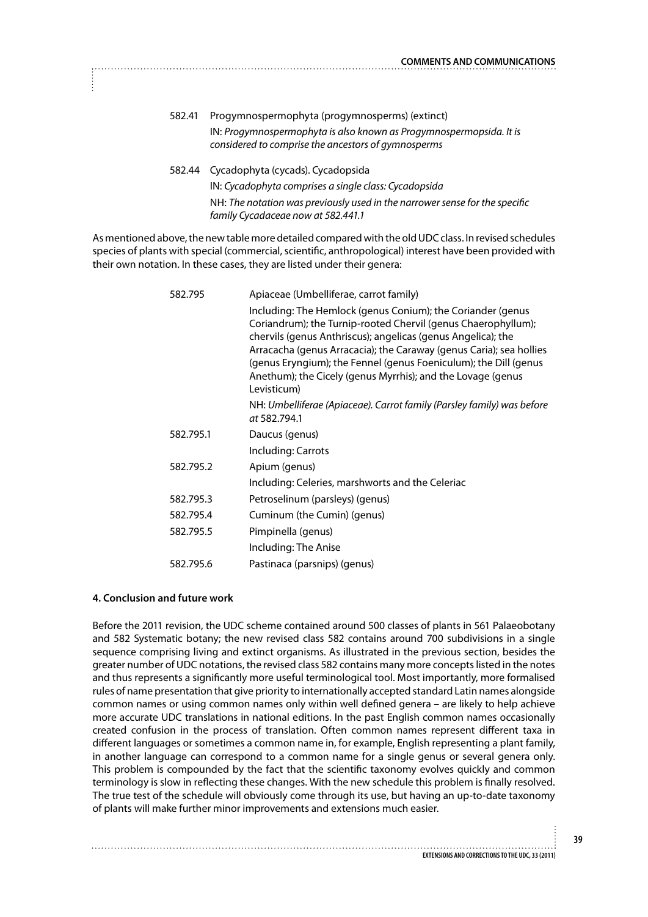582.41 Progymnospermophyta (progymnosperms) (extinct)

IN: *Progymnospermophyta is also known as Progymnospermopsida. It is considered to comprise the ancestors of gymnosperms*

582.44 Cycadophyta (cycads). Cycadopsida

IN: *Cycadophyta comprises a single class: Cycadopsida*

NH: *The notation was previously used in the narrower sense for the specific family Cycadaceae now at 582.441.1*

As mentioned above, the new table more detailed compared with the old UDC class. In revised schedules species of plants with special (commercial, scientific, anthropological) interest have been provided with their own notation. In these cases, they are listed under their genera:

| | |
|---|---|
| 582.795 | Apiaceae (Umbelliferae, carrot family)<br>Including: The Hemlock (genus Conium); the Coriander (genus Coriandrum); the Turnip-rooted Chervil (genus Chaerophyllum); chervils (genus Anthriscus); angelicas (genus Angelica); the Arracacha (genus Arracacia); the Caraway (genus Caria); sea hollies (genus Eryngium); the Fennel (genus Foeniculum); the Dill (genus Anethum); the Cicely (genus Myrrhis); and the Lovage (genus Levisticum)<br>NH: *Umbelliferae (Apiaceae). Carrot family (Parsley family) was before at* 582.794.1 |
| 582.795.1 | Daucus (genus)<br>Including: Carrots |
| 582.795.2 | Apium (genus)<br>Including: Celeries, marshworts and the Celeriac |
| 582.795.3 | Petroselinum (parsleys) (genus) |
| 582.795.4 | Cuminum (the Cumin) (genus) |
| 582.795.5 | Pimpinella (genus)<br>Including: The Anise |
| 582.795.6 | Pastinaca (parsnips) (genus) |

**4. Conclusion and future work**

Before the 2011 revision, the UDC scheme contained around 500 classes of plants in 561 Palaeobotany and 582 Systematic botany; the new revised class 582 contains around 700 subdivisions in a single sequence comprising living and extinct organisms. As illustrated in the previous section, besides the greater number of UDC notations, the revised class 582 contains many more concepts listed in the notes and thus represents a significantly more useful terminological tool. Most importantly, more formalised rules of name presentation that give priority to internationally accepted standard Latin names alongside common names or using common names only within well defined genera – are likely to help achieve more accurate UDC translations in national editions. In the past English common names occasionally created confusion in the process of translation. Often common names represent different taxa in different languages or sometimes a common name in, for example, English representing a plant family, in another language can correspond to a common name for a single genus or several genera only. This problem is compounded by the fact that the scientific taxonomy evolves quickly and common terminology is slow in reflecting these changes. With the new schedule this problem is finally resolved. The true test of the schedule will obviously come through its use, but having an up-to-date taxonomy of plants will make further minor improvements and extensions much easier.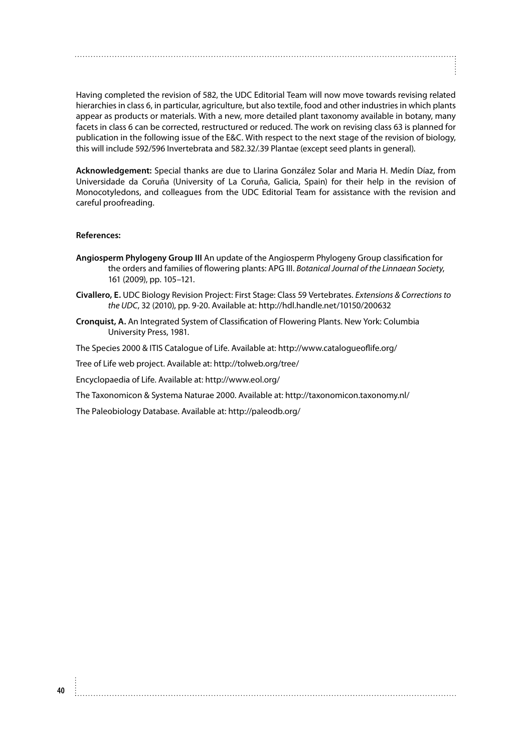Having completed the revision of 582, the UDC Editorial Team will now move towards revising related hierarchies in class 6, in particular, agriculture, but also textile, food and other industries in which plants appear as products or materials. With a new, more detailed plant taxonomy available in botany, many facets in class 6 can be corrected, restructured or reduced. The work on revising class 63 is planned for publication in the following issue of the E&C. With respect to the next stage of the revision of biology, this will include 592/596 Invertebrata and 582.32/.39 Plantae (except seed plants in general).

**Acknowledgement:** Special thanks are due to Llarina González Solar and Maria H. Medín Díaz, from Universidade da Coruña (University of La Coruña, Galicia, Spain) for their help in the revision of Monocotyledons, and colleagues from the UDC Editorial Team for assistance with the revision and careful proofreading.

**References:**

**Angiosperm Phylogeny Group III** An update of the Angiosperm Phylogeny Group classification for the orders and families of flowering plants: APG III. *Botanical Journal of the Linnaean Society*, 161 (2009), pp. 105–121.

**Civallero, E.** UDC Biology Revision Project: First Stage: Class 59 Vertebrates. *Extensions & Corrections to the UDC*, 32 (2010), pp. 9-20. Available at: http://hdl.handle.net/10150/200632

**Cronquist, A.** An Integrated System of Classification of Flowering Plants. New York: Columbia University Press, 1981.

The Species 2000 & ITIS Catalogue of Life. Available at: http://www.catalogueoflife.org/

Tree of Life web project. Available at: http://tolweb.org/tree/

Encyclopaedia of Life. Available at: http://www.eol.org/

The Taxonomicon & Systema Naturae 2000. Available at: http://taxonomicon.taxonomy.nl/

The Paleobiology Database. Available at: http://paleodb.org/